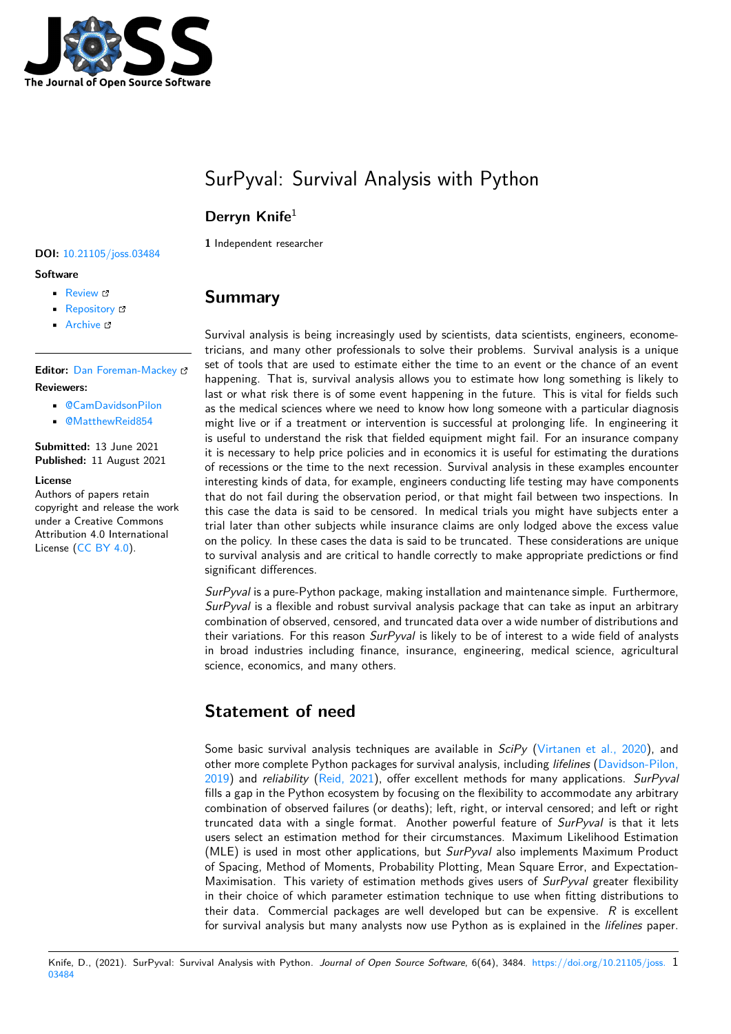# SurPyval: Survival Analysis with Python

**Derryn Knife**[1]

**1** Independent researcher

**DOI:** 10.21105/joss.03484

**Software**

- Review
- Repository
- Archive

**Editor:** Dan Foreman-Mackey

**Reviewers:**

- @CamDavidsonPilon
- @MatthewReid854

**Submitted:** 13 June 2021
**Published:** 11 August 2021

**License**
Authors of papers retain copyright and release the work under a Creative Commons Attribution 4.0 International License (CC BY 4.0).

## Summary

Survival analysis is being increasingly used by scientists, data scientists, engineers, econometricians, and many other professionals to solve their problems. Survival analysis is a unique set of tools that are used to estimate either the time to an event or the chance of an event happening. That is, survival analysis allows you to estimate how long something is likely to last or what risk there is of some event happening in the future. This is vital for fields such as the medical sciences where we need to know how long someone with a particular diagnosis might live or if a treatment or intervention is successful at prolonging life. In engineering it is useful to understand the risk that fielded equipment might fail. For an insurance company it is necessary to help price policies and in economics it is useful for estimating the durations of recessions or the time to the next recession. Survival analysis in these examples encounter interesting kinds of data, for example, engineers conducting life testing may have components that do not fail during the observation period, or that might fail between two inspections. In this case the data is said to be censored. In medical trials you might have subjects enter a trial later than other subjects while insurance claims are only lodged above the excess value on the policy. In these cases the data is said to be truncated. These considerations are unique to survival analysis and are critical to handle correctly to make appropriate predictions or find significant differences.

*SurPyval* is a pure-Python package, making installation and maintenance simple. Furthermore, *SurPyval* is a flexible and robust survival analysis package that can take as input an arbitrary combination of observed, censored, and truncated data over a wide number of distributions and their variations. For this reason *SurPyval* is likely to be of interest to a wide field of analysts in broad industries including finance, insurance, engineering, medical science, agricultural science, economics, and many others.

## Statement of need

Some basic survival analysis techniques are available in *SciPy* (Virtanen et al., 2020), and other more complete Python packages for survival analysis, including *lifelines* (Davidson-Pilon, 2019) and *reliability* (Reid, 2021), offer excellent methods for many applications. *SurPyval* fills a gap in the Python ecosystem by focusing on the flexibility to accommodate any arbitrary combination of observed failures (or deaths); left, right, or interval censored; and left or right truncated data with a single format. Another powerful feature of *SurPyval* is that it lets users select an estimation method for their circumstances. Maximum Likelihood Estimation (MLE) is used in most other applications, but *SurPyval* also implements Maximum Product of Spacing, Method of Moments, Probability Plotting, Mean Square Error, and Expectation-Maximisation. This variety of estimation methods gives users of *SurPyval* greater flexibility in their choice of which parameter estimation technique to use when fitting distributions to their data. Commercial packages are well developed but can be expensive. *R* is excellent for survival analysis but many analysts now use Python as is explained in the *lifelines* paper.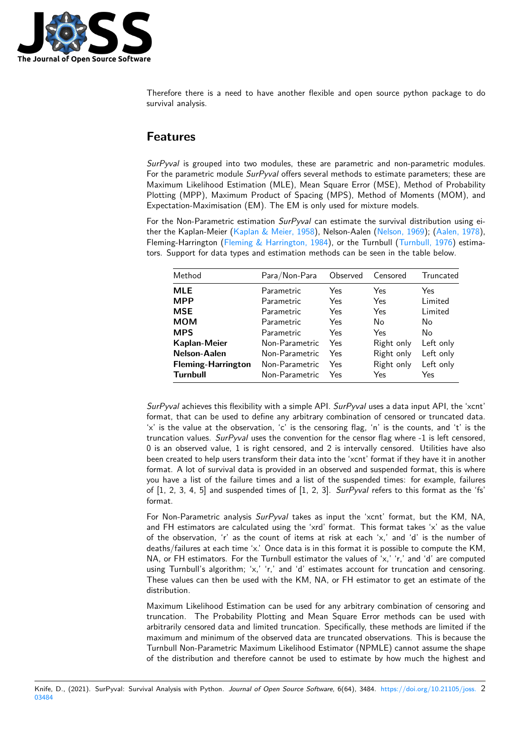Therefore there is a need to have another flexible and open source python package to do survival analysis.

## Features

*SurPyval* is grouped into two modules, these are parametric and non-parametric modules. For the parametric module *SurPyval* offers several methods to estimate parameters; these are Maximum Likelihood Estimation (MLE), Mean Square Error (MSE), Method of Probability Plotting (MPP), Maximum Product of Spacing (MPS), Method of Moments (MOM), and Expectation-Maximisation (EM). The EM is only used for mixture models.

For the Non-Parametric estimation *SurPyval* can estimate the survival distribution using either the Kaplan-Meier (Kaplan & Meier, 1958), Nelson-Aalen (Nelson, 1969); (Aalen, 1978), Fleming-Harrington (Fleming & Harrington, 1984), or the Turnbull (Turnbull, 1976) estimators. Support for data types and estimation methods can be seen in the table below.

| Method | Para/Non-Para | Observed | Censored | Truncated |
|---|---|---|---|---|
| **MLE** | Parametric | Yes | Yes | Yes |
| **MPP** | Parametric | Yes | Yes | Limited |
| **MSE** | Parametric | Yes | Yes | Limited |
| **MOM** | Parametric | Yes | No | No |
| **MPS** | Parametric | Yes | Yes | No |
| **Kaplan-Meier** | Non-Parametric | Yes | Right only | Left only |
| **Nelson-Aalen** | Non-Parametric | Yes | Right only | Left only |
| **Fleming-Harrington** | Non-Parametric | Yes | Right only | Left only |
| **Turnbull** | Non-Parametric | Yes | Yes | Yes |

*SurPyval* achieves this flexibility with a simple API. *SurPyval* uses a data input API, the 'xcnt' format, that can be used to define any arbitrary combination of censored or truncated data. 'x' is the value at the observation, 'c' is the censoring flag, 'n' is the counts, and 't' is the truncation values. *SurPyval* uses the convention for the censor flag where -1 is left censored, 0 is an observed value, 1 is right censored, and 2 is intervally censored. Utilities have also been created to help users transform their data into the 'xcnt' format if they have it in another format. A lot of survival data is provided in an observed and suspended format, this is where you have a list of the failure times and a list of the suspended times: for example, failures of [1, 2, 3, 4, 5] and suspended times of [1, 2, 3]. *SurPyval* refers to this format as the 'fs' format.

For Non-Parametric analysis *SurPyval* takes as input the 'xcnt' format, but the KM, NA, and FH estimators are calculated using the 'xrd' format. This format takes 'x' as the value of the observation, 'r' as the count of items at risk at each 'x,' and 'd' is the number of deaths/failures at each time 'x.' Once data is in this format it is possible to compute the KM, NA, or FH estimators. For the Turnbull estimator the values of 'x,' 'r,' and 'd' are computed using Turnbull's algorithm; 'x,' 'r,' and 'd' estimates account for truncation and censoring. These values can then be used with the KM, NA, or FH estimator to get an estimate of the distribution.

Maximum Likelihood Estimation can be used for any arbitrary combination of censoring and truncation. The Probability Plotting and Mean Square Error methods can be used with arbitrarily censored data and limited truncation. Specifically, these methods are limited if the maximum and minimum of the observed data are truncated observations. This is because the Turnbull Non-Parametric Maximum Likelihood Estimator (NPMLE) cannot assume the shape of the distribution and therefore cannot be used to estimate by how much the highest and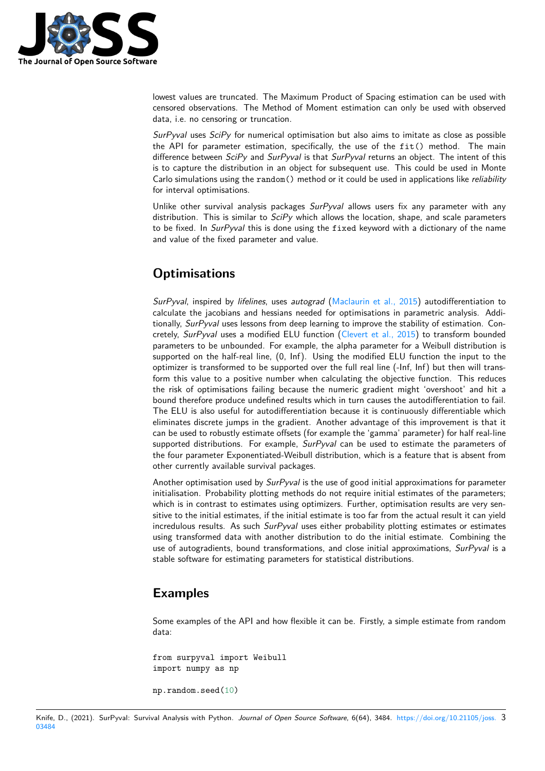lowest values are truncated. The Maximum Product of Spacing estimation can be used with censored observations. The Method of Moment estimation can only be used with observed data, i.e. no censoring or truncation.

*SurPyval* uses *SciPy* for numerical optimisation but also aims to imitate as close as possible the API for parameter estimation, specifically, the use of the `fit()` method. The main difference between *SciPy* and *SurPyval* is that *SurPyval* returns an object. The intent of this is to capture the distribution in an object for subsequent use. This could be used in Monte Carlo simulations using the `random()` method or it could be used in applications like *reliability* for interval optimisations.

Unlike other survival analysis packages *SurPyval* allows users fix any parameter with any distribution. This is similar to *SciPy* which allows the location, shape, and scale parameters to be fixed. In *SurPyval* this is done using the `fixed` keyword with a dictionary of the name and value of the fixed parameter and value.

## Optimisations

*SurPyval*, inspired by *lifelines*, uses *autograd* (Maclaurin et al., 2015) autodifferentiation to calculate the jacobians and hessians needed for optimisations in parametric analysis. Additionally, *SurPyval* uses lessons from deep learning to improve the stability of estimation. Concretely, *SurPyval* uses a modified ELU function (Clevert et al., 2015) to transform bounded parameters to be unbounded. For example, the alpha parameter for a Weibull distribution is supported on the half-real line, (0, Inf). Using the modified ELU function the input to the optimizer is transformed to be supported over the full real line (-Inf, Inf) but then will transform this value to a positive number when calculating the objective function. This reduces the risk of optimisations failing because the numeric gradient might 'overshoot' and hit a bound therefore produce undefined results which in turn causes the autodifferentiation to fail. The ELU is also useful for autodifferentiation because it is continuously differentiable which eliminates discrete jumps in the gradient. Another advantage of this improvement is that it can be used to robustly estimate offsets (for example the 'gamma' parameter) for half real-line supported distributions. For example, *SurPyval* can be used to estimate the parameters of the four parameter Exponentiated-Weibull distribution, which is a feature that is absent from other currently available survival packages.

Another optimisation used by *SurPyval* is the use of good initial approximations for parameter initialisation. Probability plotting methods do not require initial estimates of the parameters; which is in contrast to estimates using optimizers. Further, optimisation results are very sensitive to the initial estimates, if the initial estimate is too far from the actual result it can yield incredulous results. As such *SurPyval* uses either probability plotting estimates or estimates using transformed data with another distribution to do the initial estimate. Combining the use of autogradients, bound transformations, and close initial approximations, *SurPyval* is a stable software for estimating parameters for statistical distributions.

## Examples

Some examples of the API and how flexible it can be. Firstly, a simple estimate from random data:

```
from surpyval import Weibull
import numpy as np

np.random.seed(10)
```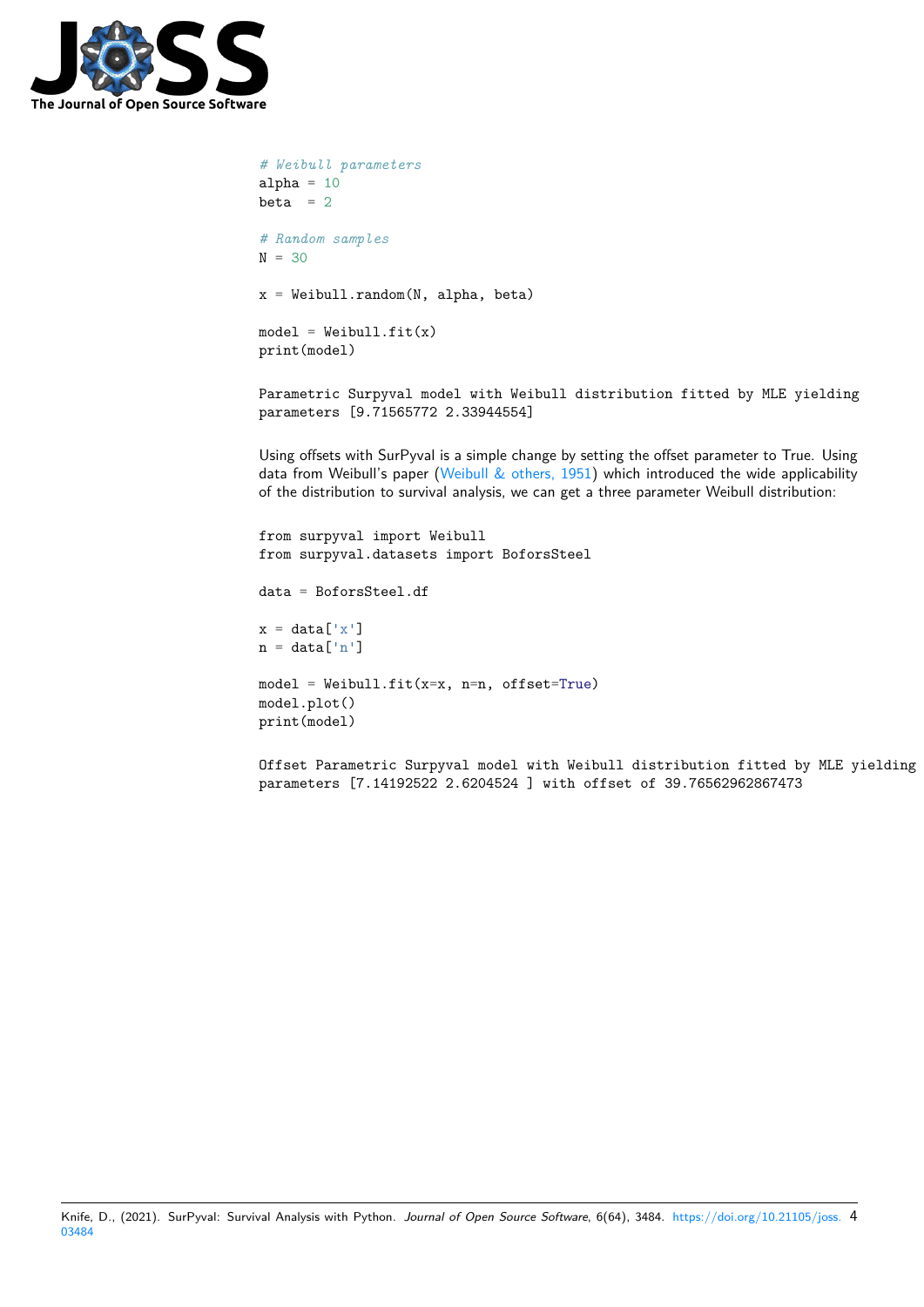```python
# Weibull parameters
alpha = 10
beta  = 2

# Random samples
N = 30

x = Weibull.random(N, alpha, beta)

model = Weibull.fit(x)
print(model)
```

```
Parametric Surpyval model with Weibull distribution fitted by MLE yielding
parameters [9.71565772 2.33944554]
```

Using offsets with SurPyval is a simple change by setting the offset parameter to True. Using data from Weibull's paper (Weibull & others, 1951) which introduced the wide applicability of the distribution to survival analysis, we can get a three parameter Weibull distribution:

```python
from surpyval import Weibull
from surpyval.datasets import BoforsSteel

data = BoforsSteel.df

x = data['x']
n = data['n']

model = Weibull.fit(x=x, n=n, offset=True)
model.plot()
print(model)
```

```
Offset Parametric Surpyval model with Weibull distribution fitted by MLE yielding
parameters [7.14192522 2.6204524 ] with offset of 39.76562962867473
```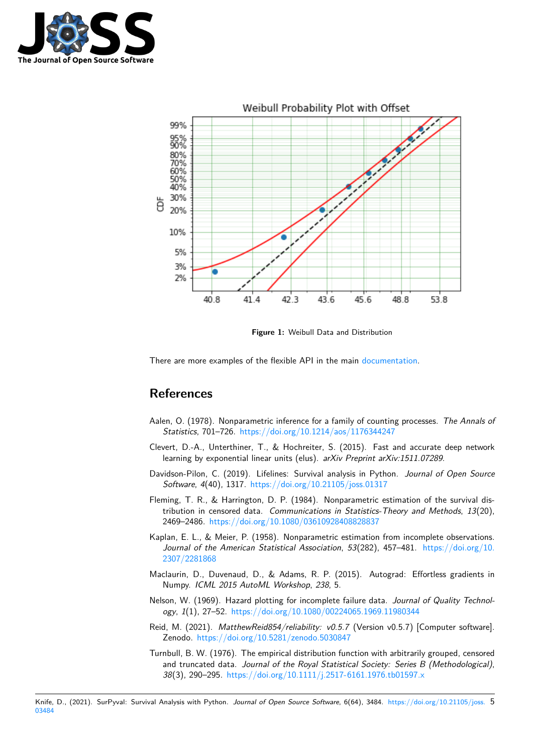Figure 1: Weibull Data and Distribution

There are more examples of the flexible API in the main documentation.

## References

Aalen, O. (1978). Nonparametric inference for a family of counting processes. *The Annals of Statistics*, 701–726. https://doi.org/10.1214/aos/1176344247

Clevert, D.-A., Unterthiner, T., & Hochreiter, S. (2015). Fast and accurate deep network learning by exponential linear units (elus). *arXiv Preprint arXiv:1511.07289*.

Davidson-Pilon, C. (2019). Lifelines: Survival analysis in Python. *Journal of Open Source Software*, *4*(40), 1317. https://doi.org/10.21105/joss.01317

Fleming, T. R., & Harrington, D. P. (1984). Nonparametric estimation of the survival distribution in censored data. *Communications in Statistics-Theory and Methods*, *13*(20), 2469–2486. https://doi.org/10.1080/03610928408828837

Kaplan, E. L., & Meier, P. (1958). Nonparametric estimation from incomplete observations. *Journal of the American Statistical Association*, *53*(282), 457–481. https://doi.org/10.2307/2281868

Maclaurin, D., Duvenaud, D., & Adams, R. P. (2015). Autograd: Effortless gradients in Numpy. *ICML 2015 AutoML Workshop*, *238*, 5.

Nelson, W. (1969). Hazard plotting for incomplete failure data. *Journal of Quality Technology*, *1*(1), 27–52. https://doi.org/10.1080/00224065.1969.11980344

Reid, M. (2021). *MatthewReid854/reliability: v0.5.7* (Version v0.5.7) [Computer software]. Zenodo. https://doi.org/10.5281/zenodo.5030847

Turnbull, B. W. (1976). The empirical distribution function with arbitrarily grouped, censored and truncated data. *Journal of the Royal Statistical Society: Series B (Methodological)*, *38*(3), 290–295. https://doi.org/10.1111/j.2517-6161.1976.tb01597.x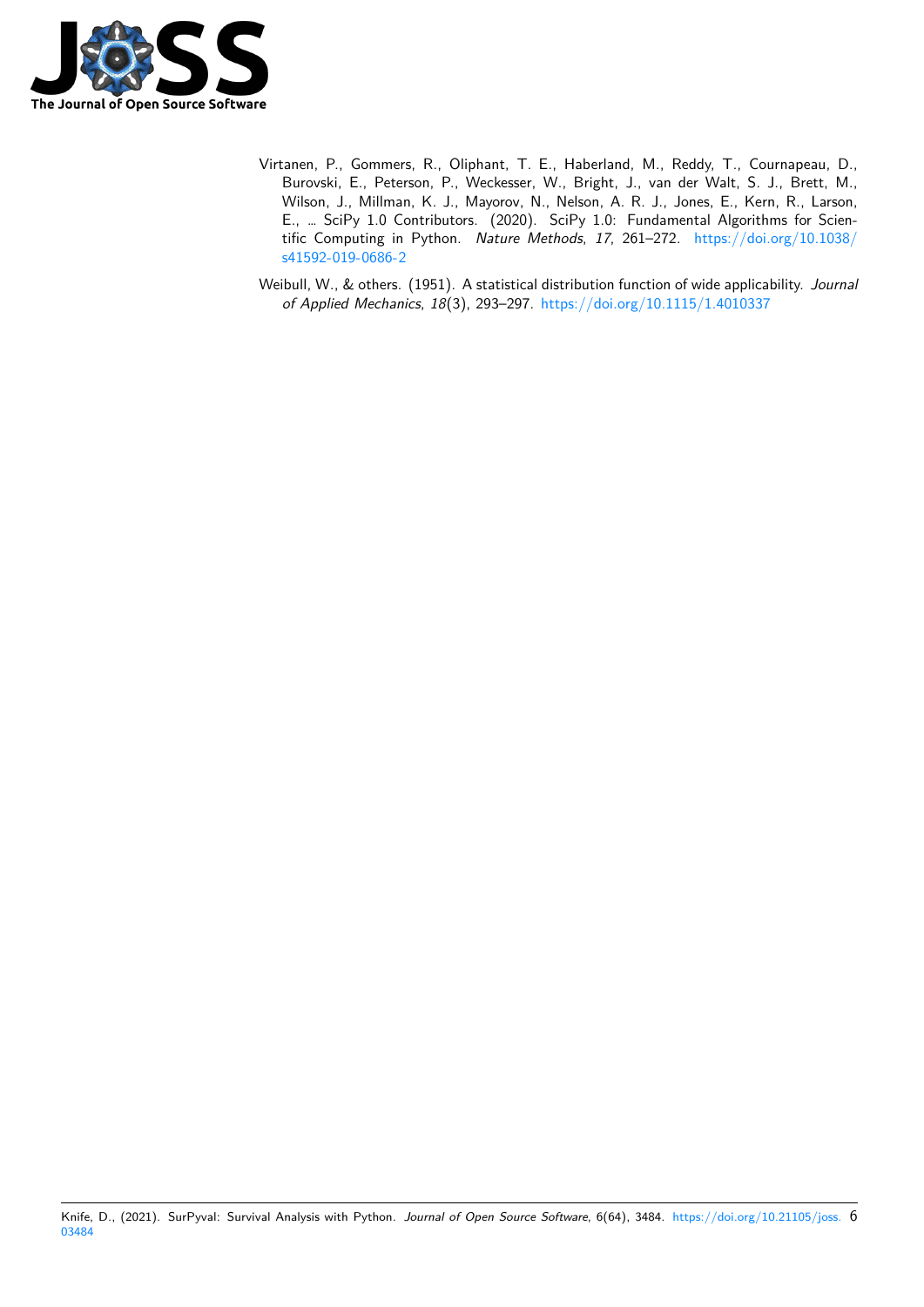Virtanen, P., Gommers, R., Oliphant, T. E., Haberland, M., Reddy, T., Cournapeau, D., Burovski, E., Peterson, P., Weckesser, W., Bright, J., van der Walt, S. J., Brett, M., Wilson, J., Millman, K. J., Mayorov, N., Nelson, A. R. J., Jones, E., Kern, R., Larson, E., … SciPy 1.0 Contributors. (2020). SciPy 1.0: Fundamental Algorithms for Scientific Computing in Python. *Nature Methods*, *17*, 261–272. https://doi.org/10.1038/s41592-019-0686-2

Weibull, W., & others. (1951). A statistical distribution function of wide applicability. *Journal of Applied Mechanics*, *18*(3), 293–297. https://doi.org/10.1115/1.4010337